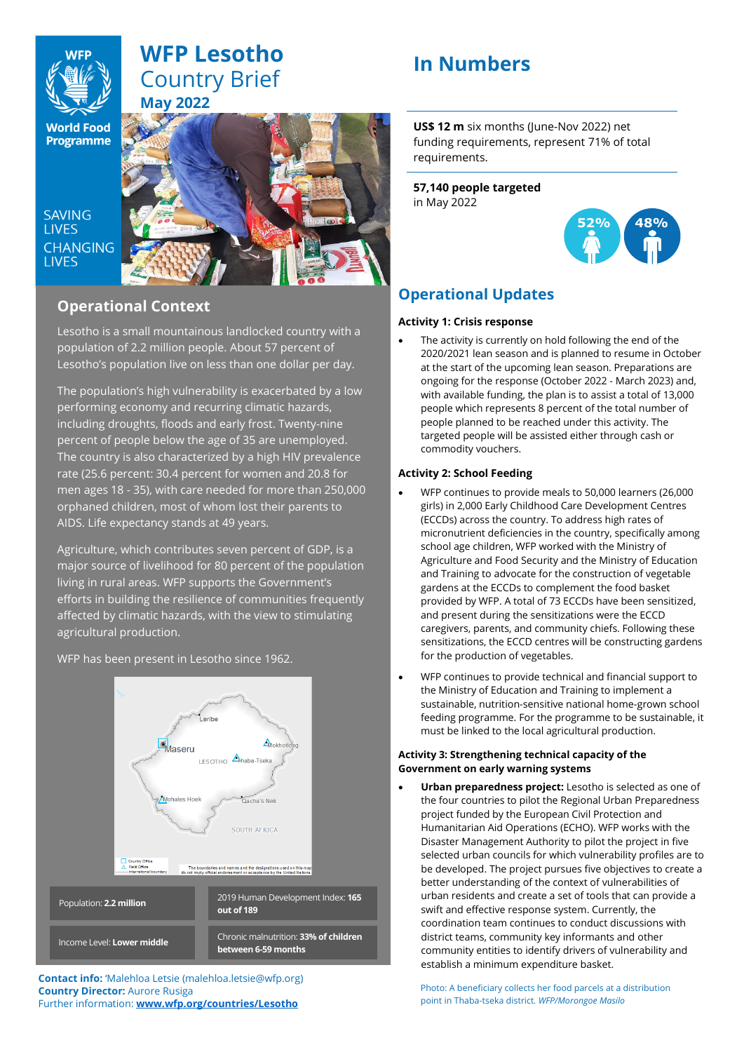# WFP Lesotho Country Brief

## May 2022

SAVING LIVES
CHANGING LIVES

## Operational Context

Lesotho is a small mountainous landlocked country with a population of 2.2 million people. About 57 percent of Lesotho's population live on less than one dollar per day.

The population's high vulnerability is exacerbated by a low performing economy and recurring climatic hazards, including droughts, floods and early frost. Twenty-nine percent of people below the age of 35 are unemployed. The country is also characterized by a high HIV prevalence rate (25.6 percent: 30.4 percent for women and 20.8 for men ages 18 - 35), with care needed for more than 250,000 orphaned children, most of whom lost their parents to AIDS. Life expectancy stands at 49 years.

Agriculture, which contributes seven percent of GDP, is a major source of livelihood for 80 percent of the population living in rural areas. WFP supports the Government's efforts in building the resilience of communities frequently affected by climatic hazards, with the view to stimulating agricultural production.

WFP has been present in Lesotho since 1962.

| | |
|---|---|
| Population: **2.2 million** | 2019 Human Development Index: **165 out of 189** |
| Income Level: **Lower middle** | Chronic malnutrition: **33% of children between 6-59 months** |

**Contact info:** 'Malehloa Letsie (malehloa.letsie@wfp.org)
**Country Director:** Aurore Rusiga
Further information: **www.wfp.org/countries/Lesotho**

## In Numbers

**US$ 12 m** six months (June-Nov 2022) net funding requirements, represent 71% of total requirements.

**57,140 people targeted** in May 2022

52% 48%

## Operational Updates

**Activity 1: Crisis response**

- The activity is currently on hold following the end of the 2020/2021 lean season and is planned to resume in October at the start of the upcoming lean season. Preparations are ongoing for the response (October 2022 - March 2023) and, with available funding, the plan is to assist a total of 13,000 people which represents 8 percent of the total number of people planned to be reached under this activity. The targeted people will be assisted either through cash or commodity vouchers.

**Activity 2: School Feeding**

- WFP continues to provide meals to 50,000 learners (26,000 girls) in 2,000 Early Childhood Care Development Centres (ECCDs) across the country. To address high rates of micronutrient deficiencies in the country, specifically among school age children, WFP worked with the Ministry of Agriculture and Food Security and the Ministry of Education and Training to advocate for the construction of vegetable gardens at the ECCDs to complement the food basket provided by WFP. A total of 73 ECCDs have been sensitized, and present during the sensitizations were the ECCD caregivers, parents, and community chiefs. Following these sensitizations, the ECCD centres will be constructing gardens for the production of vegetables.
- WFP continues to provide technical and financial support to the Ministry of Education and Training to implement a sustainable, nutrition-sensitive national home-grown school feeding programme. For the programme to be sustainable, it must be linked to the local agricultural production.

**Activity 3: Strengthening technical capacity of the Government on early warning systems**

- **Urban preparedness project:** Lesotho is selected as one of the four countries to pilot the Regional Urban Preparedness project funded by the European Civil Protection and Humanitarian Aid Operations (ECHO). WFP works with the Disaster Management Authority to pilot the project in five selected urban councils for which vulnerability profiles are to be developed. The project pursues five objectives to create a better understanding of the context of vulnerabilities of urban residents and create a set of tools that can provide a swift and effective response system. Currently, the coordination team continues to conduct discussions with district teams, community key informants and other community entities to identify drivers of vulnerability and establish a minimum expenditure basket.

Photo: A beneficiary collects her food parcels at a distribution point in Thaba-tseka district. *WFP/Morongoe Masilo*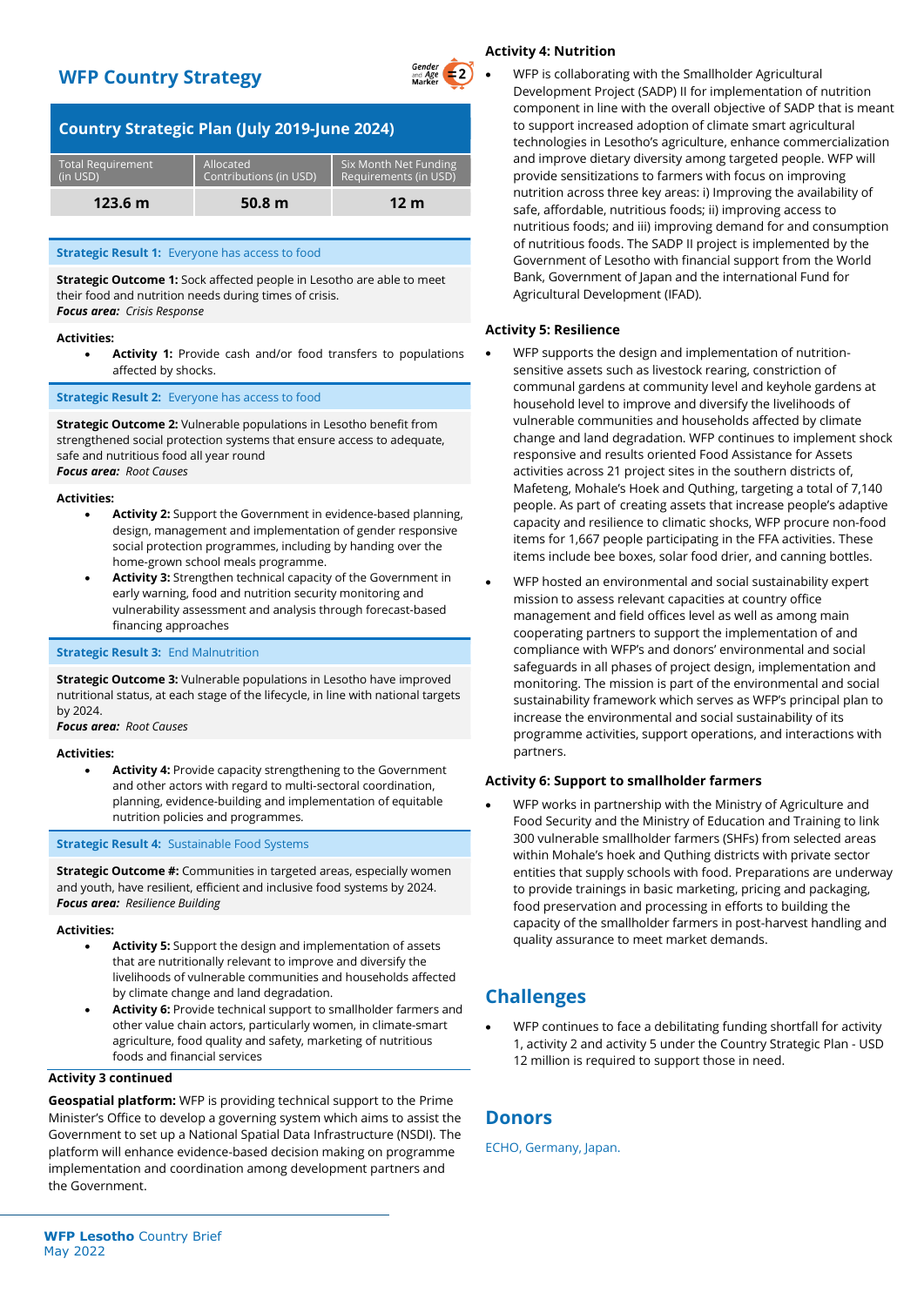## WFP Country Strategy

Gender and Age Marker 2

### Country Strategic Plan (July 2019-June 2024)

| Total Requirement (in USD) | Allocated Contributions (in USD) | Six Month Net Funding Requirements (in USD) |
|---|---|---|
| 123.6 m | 50.8 m | 12 m |

**Strategic Result 1:** Everyone has access to food

**Strategic Outcome 1:** Sock affected people in Lesotho are able to meet their food and nutrition needs during times of crisis.
***Focus area:*** *Crisis Response*

**Activities:**

- **Activity 1:** Provide cash and/or food transfers to populations affected by shocks.

**Strategic Result 2:** Everyone has access to food

**Strategic Outcome 2:** Vulnerable populations in Lesotho benefit from strengthened social protection systems that ensure access to adequate, safe and nutritious food all year round
***Focus area:*** *Root Causes*

**Activities:**

- **Activity 2:** Support the Government in evidence-based planning, design, management and implementation of gender responsive social protection programmes, including by handing over the home-grown school meals programme.
- **Activity 3:** Strengthen technical capacity of the Government in early warning, food and nutrition security monitoring and vulnerability assessment and analysis through forecast-based financing approaches

**Strategic Result 3:** End Malnutrition

**Strategic Outcome 3:** Vulnerable populations in Lesotho have improved nutritional status, at each stage of the lifecycle, in line with national targets by 2024.
***Focus area:*** *Root Causes*

**Activities:**

- **Activity 4:** Provide capacity strengthening to the Government and other actors with regard to multi-sectoral coordination, planning, evidence-building and implementation of equitable nutrition policies and programmes.

**Strategic Result 4:** Sustainable Food Systems

**Strategic Outcome #:** Communities in targeted areas, especially women and youth, have resilient, efficient and inclusive food systems by 2024.
***Focus area:*** *Resilience Building*

**Activities:**

- **Activity 5:** Support the design and implementation of assets that are nutritionally relevant to improve and diversify the livelihoods of vulnerable communities and households affected by climate change and land degradation.
- **Activity 6:** Provide technical support to smallholder farmers and other value chain actors, particularly women, in climate-smart agriculture, food quality and safety, marketing of nutritious foods and financial services

**Activity 3 continued**

**Geospatial platform:** WFP is providing technical support to the Prime Minister's Office to develop a governing system which aims to assist the Government to set up a National Spatial Data Infrastructure (NSDI). The platform will enhance evidence-based decision making on programme implementation and coordination among development partners and the Government.

**Activity 4: Nutrition**

- WFP is collaborating with the Smallholder Agricultural Development Project (SADP) II for implementation of nutrition component in line with the overall objective of SADP that is meant to support increased adoption of climate smart agricultural technologies in Lesotho's agriculture, enhance commercialization and improve dietary diversity among targeted people. WFP will provide sensitizations to farmers with focus on improving nutrition across three key areas: i) Improving the availability of safe, affordable, nutritious foods; ii) improving access to nutritious foods; and iii) improving demand for and consumption of nutritious foods. The SADP II project is implemented by the Government of Lesotho with financial support from the World Bank, Government of Japan and the international Fund for Agricultural Development (IFAD).

**Activity 5: Resilience**

- WFP supports the design and implementation of nutrition-sensitive assets such as livestock rearing, constriction of communal gardens at community level and keyhole gardens at household level to improve and diversify the livelihoods of vulnerable communities and households affected by climate change and land degradation. WFP continues to implement shock responsive and results oriented Food Assistance for Assets activities across 21 project sites in the southern districts of, Mafeteng, Mohale's Hoek and Quthing, targeting a total of 7,140 people. As part of creating assets that increase people's adaptive capacity and resilience to climatic shocks, WFP procure non-food items for 1,667 people participating in the FFA activities. These items include bee boxes, solar food drier, and canning bottles.
- WFP hosted an environmental and social sustainability expert mission to assess relevant capacities at country office management and field offices level as well as among main cooperating partners to support the implementation of and compliance with WFP's and donors' environmental and social safeguards in all phases of project design, implementation and monitoring. The mission is part of the environmental and social sustainability framework which serves as WFP's principal plan to increase the environmental and social sustainability of its programme activities, support operations, and interactions with partners.

**Activity 6: Support to smallholder farmers**

- WFP works in partnership with the Ministry of Agriculture and Food Security and the Ministry of Education and Training to link 300 vulnerable smallholder farmers (SHFs) from selected areas within Mohale's hoek and Quthing districts with private sector entities that supply schools with food. Preparations are underway to provide trainings in basic marketing, pricing and packaging, food preservation and processing in efforts to building the capacity of the smallholder farmers in post-harvest handling and quality assurance to meet market demands.

## Challenges

- WFP continues to face a debilitating funding shortfall for activity 1, activity 2 and activity 5 under the Country Strategic Plan - USD 12 million is required to support those in need.

## Donors

ECHO, Germany, Japan.